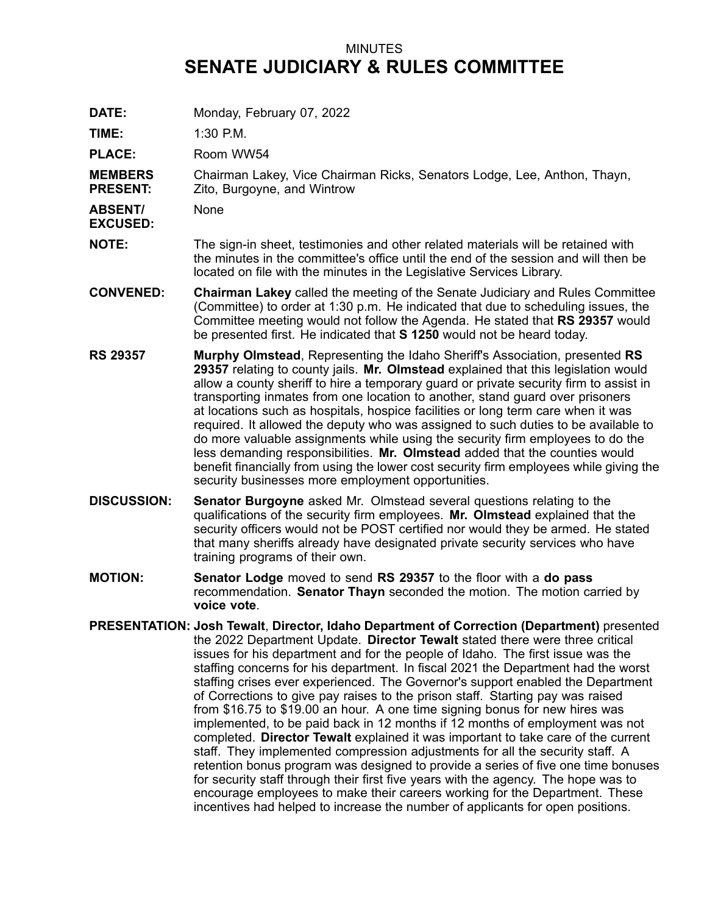MINUTES

# SENATE JUDICIARY & RULES COMMITTEE

**DATE:** Monday, February 07, 2022

**TIME:** 1:30 P.M.

**PLACE:** Room WW54

**MEMBERS PRESENT:** Chairman Lakey, Vice Chairman Ricks, Senators Lodge, Lee, Anthon, Thayn, Zito, Burgoyne, and Wintrow

**ABSENT/ EXCUSED:** None

**NOTE:** The sign-in sheet, testimonies and other related materials will be retained with the minutes in the committee's office until the end of the session and will then be located on file with the minutes in the Legislative Services Library.

**CONVENED:** **Chairman Lakey** called the meeting of the Senate Judiciary and Rules Committee (Committee) to order at 1:30 p.m. He indicated that due to scheduling issues, the Committee meeting would not follow the Agenda. He stated that **RS 29357** would be presented first. He indicated that **S 1250** would not be heard today.

**RS 29357** **Murphy Olmstead**, Representing the Idaho Sheriff's Association, presented **RS 29357** relating to county jails. **Mr. Olmstead** explained that this legislation would allow a county sheriff to hire a temporary guard or private security firm to assist in transporting inmates from one location to another, stand guard over prisoners at locations such as hospitals, hospice facilities or long term care when it was required. It allowed the deputy who was assigned to such duties to be available to do more valuable assignments while using the security firm employees to do the less demanding responsibilities. **Mr. Olmstead** added that the counties would benefit financially from using the lower cost security firm employees while giving the security businesses more employment opportunities.

**DISCUSSION:** **Senator Burgoyne** asked Mr. Olmstead several questions relating to the qualifications of the security firm employees. **Mr. Olmstead** explained that the security officers would not be POST certified nor would they be armed. He stated that many sheriffs already have designated private security services who have training programs of their own.

**MOTION:** **Senator Lodge** moved to send **RS 29357** to the floor with a **do pass** recommendation. **Senator Thayn** seconded the motion. The motion carried by **voice vote**.

**PRESENTATION:** **Josh Tewalt**, **Director, Idaho Department of Correction (Department)** presented the 2022 Department Update. **Director Tewalt** stated there were three critical issues for his department and for the people of Idaho. The first issue was the staffing concerns for his department. In fiscal 2021 the Department had the worst staffing crises ever experienced. The Governor's support enabled the Department of Corrections to give pay raises to the prison staff. Starting pay was raised from $16.75 to $19.00 an hour. A one time signing bonus for new hires was implemented, to be paid back in 12 months if 12 months of employment was not completed. **Director Tewalt** explained it was important to take care of the current staff. They implemented compression adjustments for all the security staff. A retention bonus program was designed to provide a series of five one time bonuses for security staff through their first five years with the agency. The hope was to encourage employees to make their careers working for the Department. These incentives had helped to increase the number of applicants for open positions.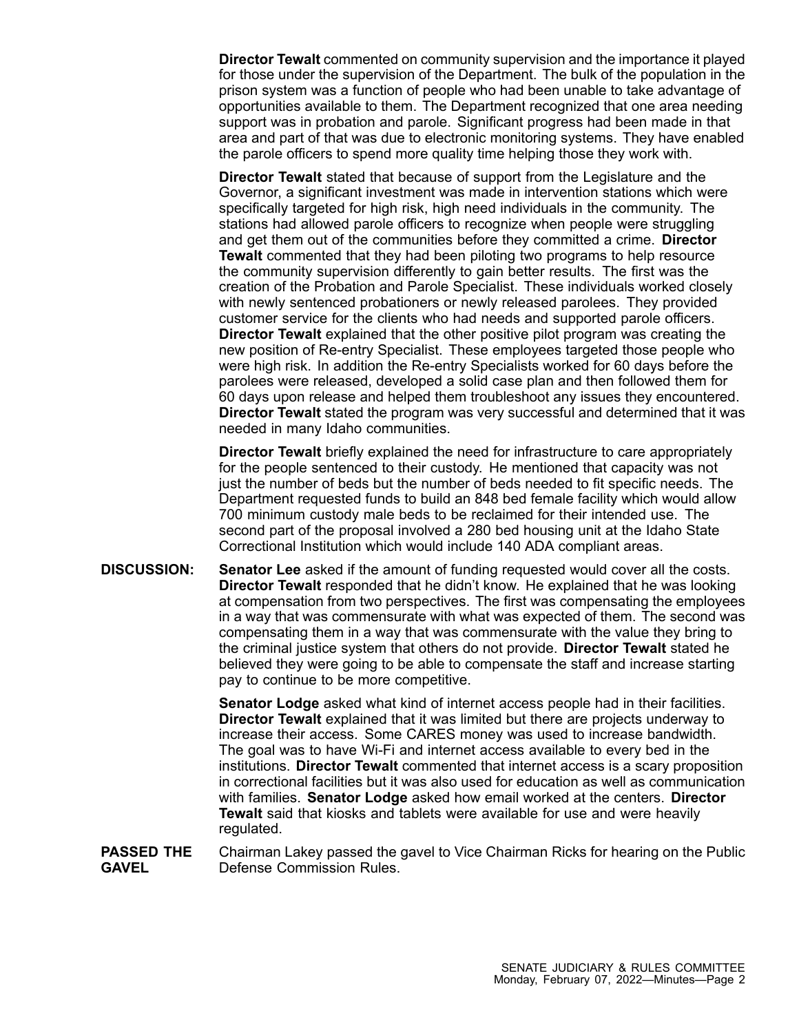**Director Tewalt** commented on community supervision and the importance it played for those under the supervision of the Department. The bulk of the population in the prison system was a function of people who had been unable to take advantage of opportunities available to them. The Department recognized that one area needing support was in probation and parole. Significant progress had been made in that area and part of that was due to electronic monitoring systems. They have enabled the parole officers to spend more quality time helping those they work with.

**Director Tewalt** stated that because of support from the Legislature and the Governor, a significant investment was made in intervention stations which were specifically targeted for high risk, high need individuals in the community. The stations had allowed parole officers to recognize when people were struggling and get them out of the communities before they committed a crime. **Director Tewalt** commented that they had been piloting two programs to help resource the community supervision differently to gain better results. The first was the creation of the Probation and Parole Specialist. These individuals worked closely with newly sentenced probationers or newly released parolees. They provided customer service for the clients who had needs and supported parole officers. **Director Tewalt** explained that the other positive pilot program was creating the new position of Re-entry Specialist. These employees targeted those people who were high risk. In addition the Re-entry Specialists worked for 60 days before the parolees were released, developed a solid case plan and then followed them for 60 days upon release and helped them troubleshoot any issues they encountered. **Director Tewalt** stated the program was very successful and determined that it was needed in many Idaho communities.

**Director Tewalt** briefly explained the need for infrastructure to care appropriately for the people sentenced to their custody. He mentioned that capacity was not just the number of beds but the number of beds needed to fit specific needs. The Department requested funds to build an 848 bed female facility which would allow 700 minimum custody male beds to be reclaimed for their intended use. The second part of the proposal involved a 280 bed housing unit at the Idaho State Correctional Institution which would include 140 ADA compliant areas.

**DISCUSSION:** **Senator Lee** asked if the amount of funding requested would cover all the costs. **Director Tewalt** responded that he didn't know. He explained that he was looking at compensation from two perspectives. The first was compensating the employees in a way that was commensurate with what was expected of them. The second was compensating them in a way that was commensurate with the value they bring to the criminal justice system that others do not provide. **Director Tewalt** stated he believed they were going to be able to compensate the staff and increase starting pay to continue to be more competitive.

**Senator Lodge** asked what kind of internet access people had in their facilities. **Director Tewalt** explained that it was limited but there are projects underway to increase their access. Some CARES money was used to increase bandwidth. The goal was to have Wi-Fi and internet access available to every bed in the institutions. **Director Tewalt** commented that internet access is a scary proposition in correctional facilities but it was also used for education as well as communication with families. **Senator Lodge** asked how email worked at the centers. **Director Tewalt** said that kiosks and tablets were available for use and were heavily regulated.

**PASSED THE GAVEL** Chairman Lakey passed the gavel to Vice Chairman Ricks for hearing on the Public Defense Commission Rules.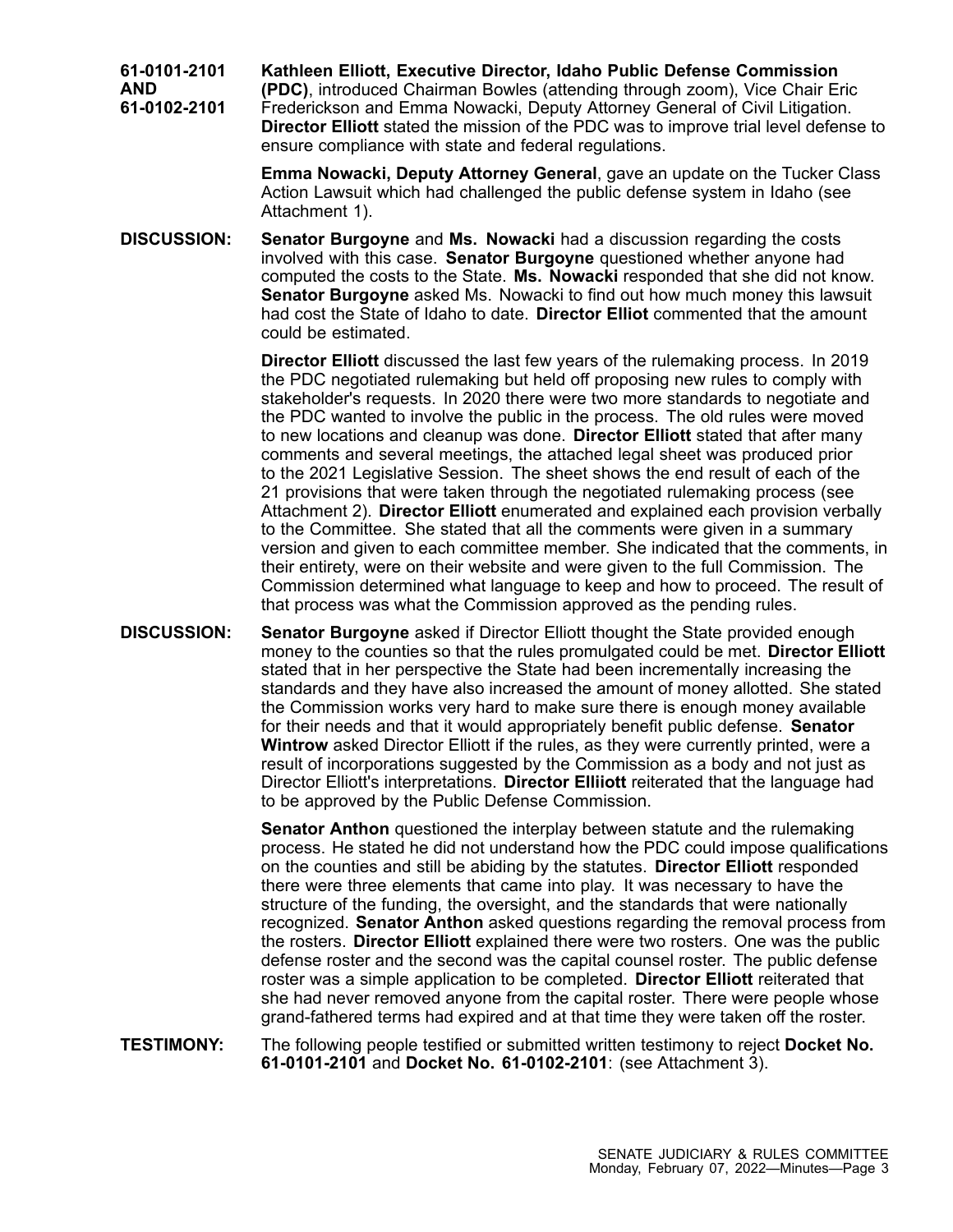**61-0101-2101 AND 61-0102-2101**

**Kathleen Elliott, Executive Director, Idaho Public Defense Commission (PDC)**, introduced Chairman Bowles (attending through zoom), Vice Chair Eric Frederickson and Emma Nowacki, Deputy Attorney General of Civil Litigation. **Director Elliott** stated the mission of the PDC was to improve trial level defense to ensure compliance with state and federal regulations.

**Emma Nowacki, Deputy Attorney General**, gave an update on the Tucker Class Action Lawsuit which had challenged the public defense system in Idaho (see Attachment 1).

**DISCUSSION:** **Senator Burgoyne** and **Ms. Nowacki** had a discussion regarding the costs involved with this case. **Senator Burgoyne** questioned whether anyone had computed the costs to the State. **Ms. Nowacki** responded that she did not know. **Senator Burgoyne** asked Ms. Nowacki to find out how much money this lawsuit had cost the State of Idaho to date. **Director Elliot** commented that the amount could be estimated.

**Director Elliott** discussed the last few years of the rulemaking process. In 2019 the PDC negotiated rulemaking but held off proposing new rules to comply with stakeholder's requests. In 2020 there were two more standards to negotiate and the PDC wanted to involve the public in the process. The old rules were moved to new locations and cleanup was done. **Director Elliott** stated that after many comments and several meetings, the attached legal sheet was produced prior to the 2021 Legislative Session. The sheet shows the end result of each of the 21 provisions that were taken through the negotiated rulemaking process (see Attachment 2). **Director Elliott** enumerated and explained each provision verbally to the Committee. She stated that all the comments were given in a summary version and given to each committee member. She indicated that the comments, in their entirety, were on their website and were given to the full Commission. The Commission determined what language to keep and how to proceed. The result of that process was what the Commission approved as the pending rules.

**DISCUSSION:** **Senator Burgoyne** asked if Director Elliott thought the State provided enough money to the counties so that the rules promulgated could be met. **Director Elliott** stated that in her perspective the State had been incrementally increasing the standards and they have also increased the amount of money allotted. She stated the Commission works very hard to make sure there is enough money available for their needs and that it would appropriately benefit public defense. **Senator Wintrow** asked Director Elliott if the rules, as they were currently printed, were a result of incorporations suggested by the Commission as a body and not just as Director Elliott's interpretations. **Director Elliiott** reiterated that the language had to be approved by the Public Defense Commission.

**Senator Anthon** questioned the interplay between statute and the rulemaking process. He stated he did not understand how the PDC could impose qualifications on the counties and still be abiding by the statutes. **Director Elliott** responded there were three elements that came into play. It was necessary to have the structure of the funding, the oversight, and the standards that were nationally recognized. **Senator Anthon** asked questions regarding the removal process from the rosters. **Director Elliott** explained there were two rosters. One was the public defense roster and the second was the capital counsel roster. The public defense roster was a simple application to be completed. **Director Elliott** reiterated that she had never removed anyone from the capital roster. There were people whose grand-fathered terms had expired and at that time they were taken off the roster.

**TESTIMONY:** The following people testified or submitted written testimony to reject **Docket No. 61-0101-2101** and **Docket No. 61-0102-2101**: (see Attachment 3).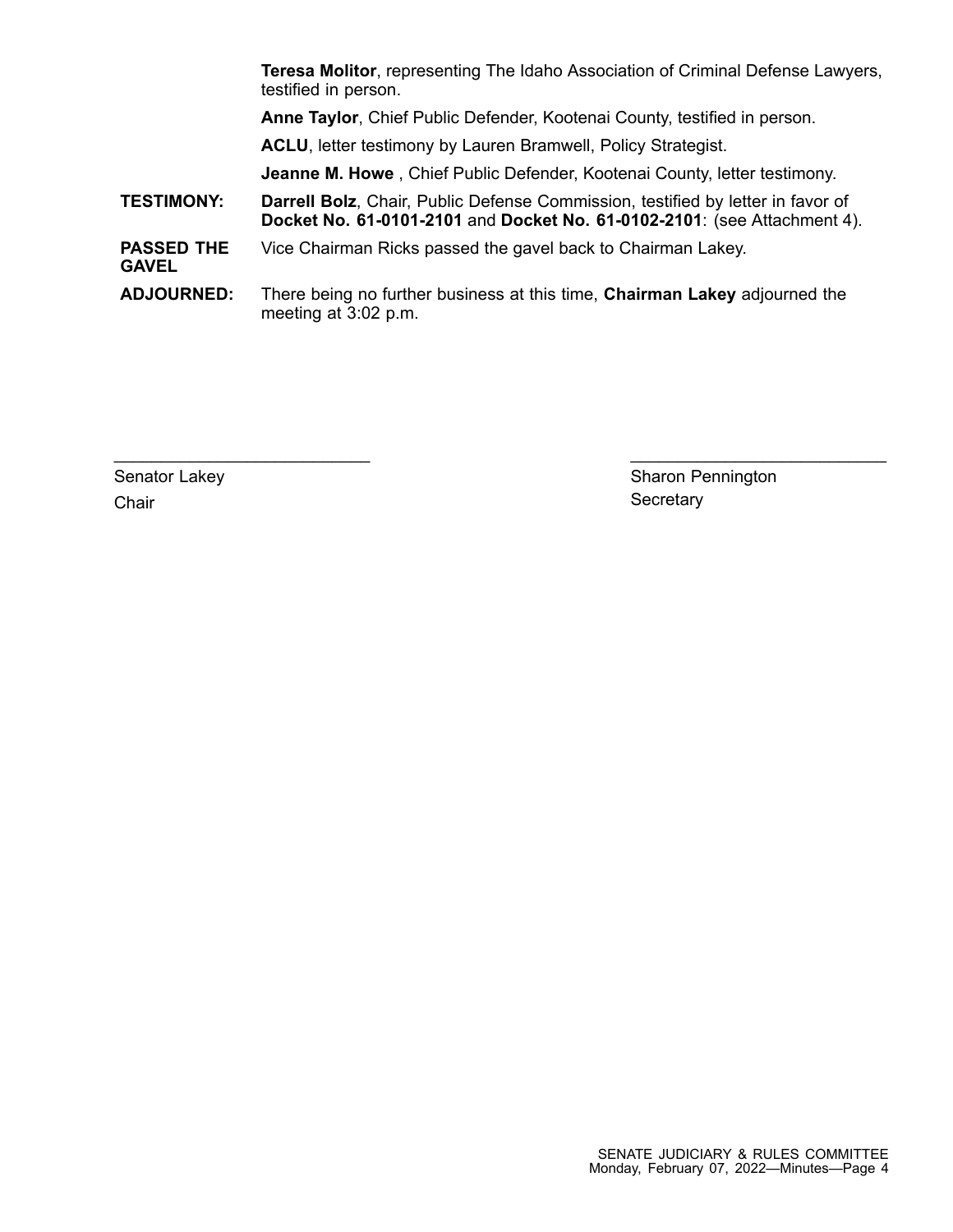**Teresa Molitor**, representing The Idaho Association of Criminal Defense Lawyers, testified in person.

**Anne Taylor**, Chief Public Defender, Kootenai County, testified in person.

**ACLU**, letter testimony by Lauren Bramwell, Policy Strategist.

**Jeanne M. Howe** , Chief Public Defender, Kootenai County, letter testimony.

**TESTIMONY:** **Darrell Bolz**, Chair, Public Defense Commission, testified by letter in favor of **Docket No. 61-0101-2101** and **Docket No. 61-0102-2101**: (see Attachment 4).

**PASSED THE GAVEL** Vice Chairman Ricks passed the gavel back to Chairman Lakey.

**ADJOURNED:** There being no further business at this time, **Chairman Lakey** adjourned the meeting at 3:02 p.m.

___________________________

Senator Lakey
Chair

___________________________

Sharon Pennington
Secretary